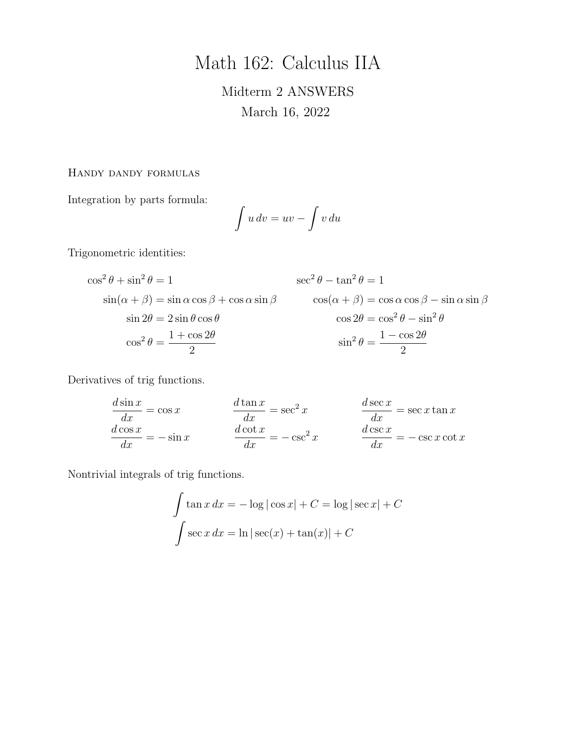# Math 162: Calculus IIA

## Midterm 2 ANSWERS

March 16, 2022

### Handy dandy formulas

Integration by parts formula:

$$\int u\,dv = uv - \int v\,du$$

Trigonometric identities:

$$\cos^2\theta + \sin^2\theta = 1 \qquad \sec^2\theta - \tan^2\theta = 1$$

$$\sin(\alpha+\beta) = \sin\alpha\cos\beta + \cos\alpha\sin\beta \qquad \cos(\alpha+\beta) = \cos\alpha\cos\beta - \sin\alpha\sin\beta$$

$$\sin 2\theta = 2\sin\theta\cos\theta \qquad \cos 2\theta = \cos^2\theta - \sin^2\theta$$

$$\cos^2\theta = \frac{1+\cos 2\theta}{2} \qquad \sin^2\theta = \frac{1-\cos 2\theta}{2}$$

Derivatives of trig functions.

$$\frac{d\sin x}{dx} = \cos x \qquad \frac{d\tan x}{dx} = \sec^2 x \qquad \frac{d\sec x}{dx} = \sec x\tan x$$

$$\frac{d\cos x}{dx} = -\sin x \qquad \frac{d\cot x}{dx} = -\csc^2 x \qquad \frac{d\csc x}{dx} = -\csc x\cot x$$

Nontrivial integrals of trig functions.

$$\int \tan x\,dx = -\log|\cos x| + C = \log|\sec x| + C$$

$$\int \sec x\,dx = \ln|\sec(x) + \tan(x)| + C$$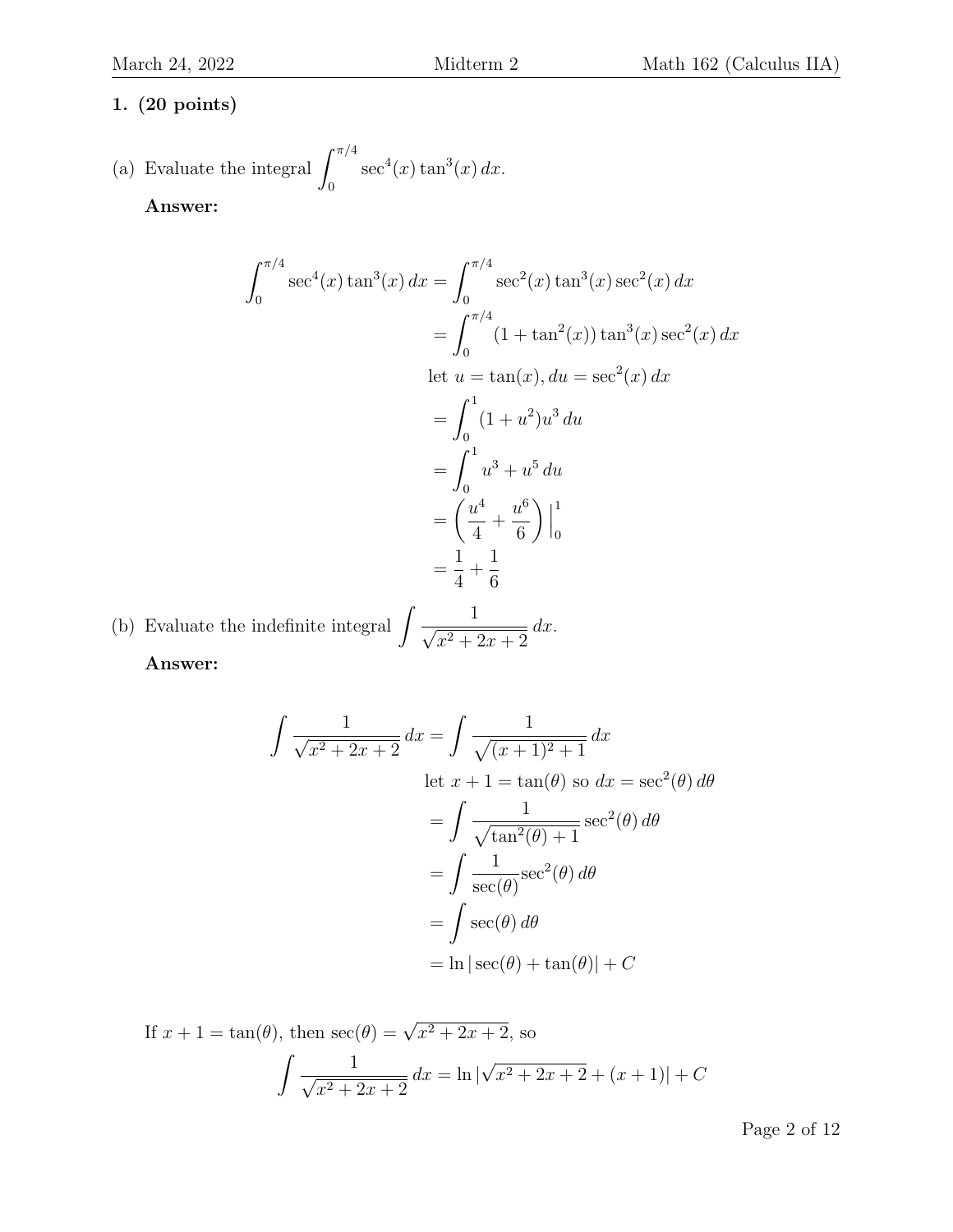**1. (20 points)**

(a) Evaluate the integral $\displaystyle\int_0^{\pi/4} \sec^4(x)\tan^3(x)\,dx$.

**Answer:**

$$
\begin{aligned}
\int_0^{\pi/4} \sec^4(x)\tan^3(x)\,dx &= \int_0^{\pi/4} \sec^2(x)\tan^3(x)\sec^2(x)\,dx \\
&= \int_0^{\pi/4} (1+\tan^2(x))\tan^3(x)\sec^2(x)\,dx \\
&\text{let } u = \tan(x), du = \sec^2(x)\,dx \\
&= \int_0^1 (1+u^2)u^3\,du \\
&= \int_0^1 u^3 + u^5\,du \\
&= \left(\frac{u^4}{4} + \frac{u^6}{6}\right)\Big|_0^1 \\
&= \frac{1}{4} + \frac{1}{6}
\end{aligned}
$$

(b) Evaluate the indefinite integral $\displaystyle\int \frac{1}{\sqrt{x^2+2x+2}}\,dx$.

**Answer:**

$$
\begin{aligned}
\int \frac{1}{\sqrt{x^2+2x+2}}\,dx &= \int \frac{1}{\sqrt{(x+1)^2+1}}\,dx \\
&\text{let } x+1 = \tan(\theta) \text{ so } dx = \sec^2(\theta)\,d\theta \\
&= \int \frac{1}{\sqrt{\tan^2(\theta)+1}}\sec^2(\theta)\,d\theta \\
&= \int \frac{1}{\sec(\theta)}\sec^2(\theta)\,d\theta \\
&= \int \sec(\theta)\,d\theta \\
&= \ln|\sec(\theta)+\tan(\theta)| + C
\end{aligned}
$$

If $x+1 = \tan(\theta)$, then $\sec(\theta) = \sqrt{x^2+2x+2}$, so

$$
\int \frac{1}{\sqrt{x^2+2x+2}}\,dx = \ln|\sqrt{x^2+2x+2} + (x+1)| + C
$$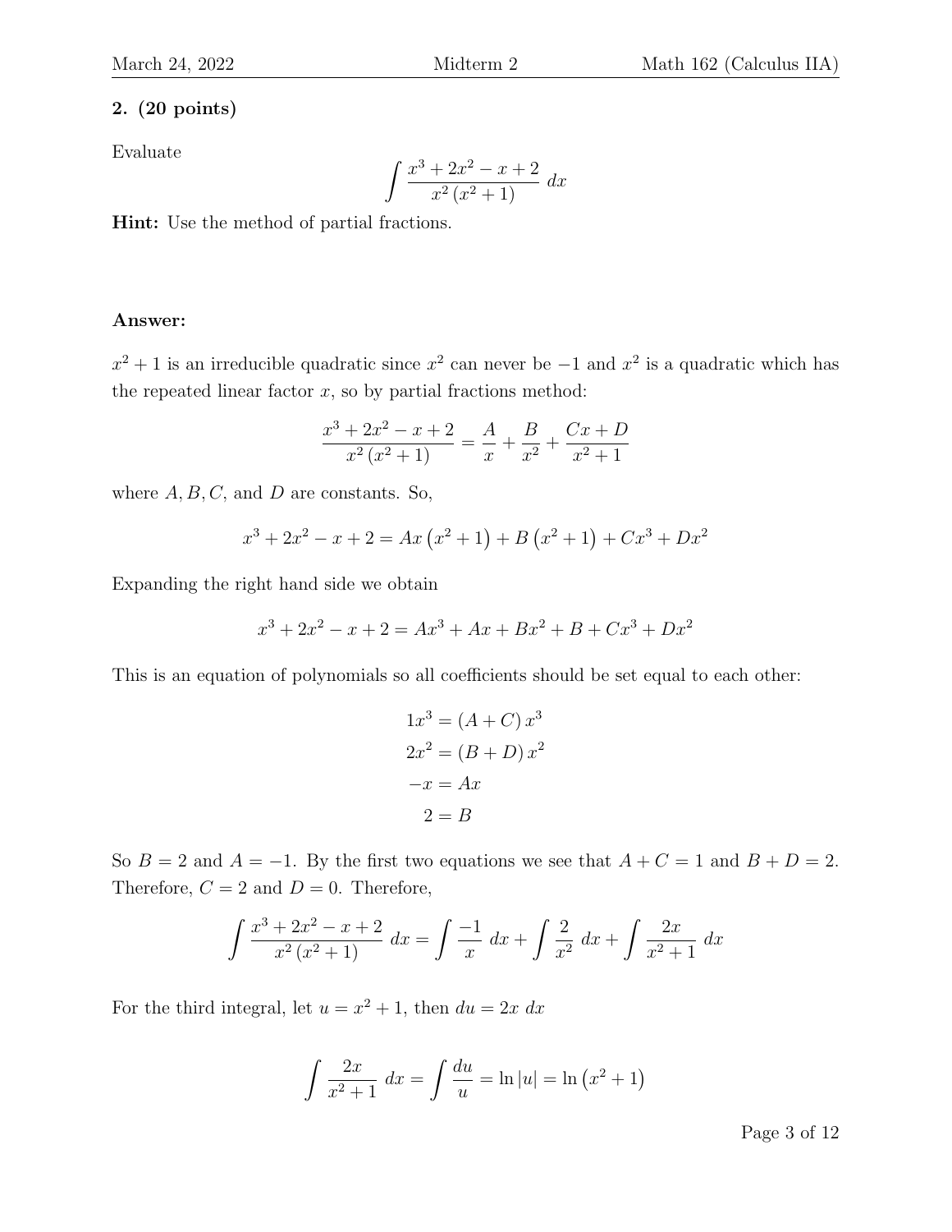**2. (20 points)**

Evaluate

$$\int \frac{x^3 + 2x^2 - x + 2}{x^2\left(x^2+1\right)}\ dx$$

**Hint:** Use the method of partial fractions.

**Answer:**

$x^2 + 1$ is an irreducible quadratic since $x^2$ can never be $-1$ and $x^2$ is a quadratic which has the repeated linear factor $x$, so by partial fractions method:

$$\frac{x^3 + 2x^2 - x + 2}{x^2\left(x^2+1\right)} = \frac{A}{x} + \frac{B}{x^2} + \frac{Cx + D}{x^2 + 1}$$

where $A, B, C,$ and $D$ are constants. So,

$$x^3 + 2x^2 - x + 2 = Ax\left(x^2+1\right) + B\left(x^2+1\right) + Cx^3 + Dx^2$$

Expanding the right hand side we obtain

$$x^3 + 2x^2 - x + 2 = Ax^3 + Ax + Bx^2 + B + Cx^3 + Dx^2$$

This is an equation of polynomials so all coefficients should be set equal to each other:

$$\begin{aligned}
1x^3 &= (A + C)\,x^3 \\
2x^2 &= (B + D)\,x^2 \\
-x &= Ax \\
2 &= B
\end{aligned}$$

So $B = 2$ and $A = -1$. By the first two equations we see that $A + C = 1$ and $B + D = 2$. Therefore, $C = 2$ and $D = 0$. Therefore,

$$\int \frac{x^3 + 2x^2 - x + 2}{x^2\left(x^2+1\right)}\ dx = \int \frac{-1}{x}\ dx + \int \frac{2}{x^2}\ dx + \int \frac{2x}{x^2+1}\ dx$$

For the third integral, let $u = x^2 + 1$, then $du = 2x\ dx$

$$\int \frac{2x}{x^2+1}\ dx = \int \frac{du}{u} = \ln|u| = \ln\left(x^2+1\right)$$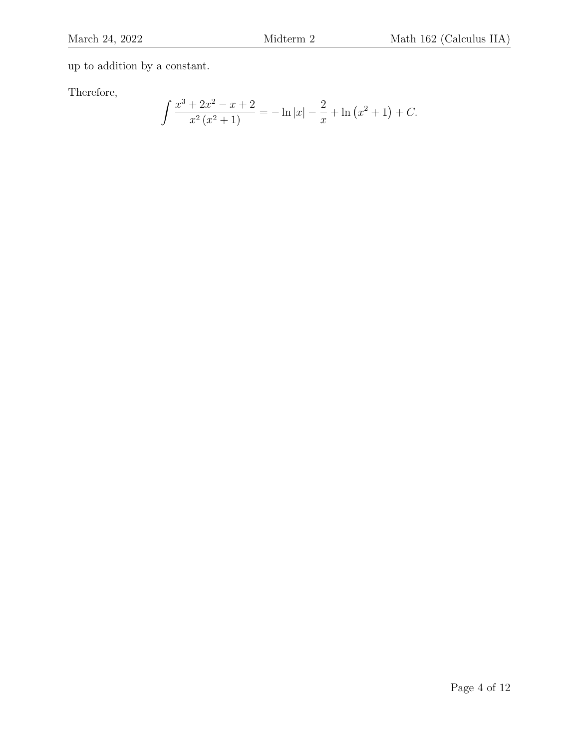up to addition by a constant.

Therefore,

$$\int \frac{x^3 + 2x^2 - x + 2}{x^2\left(x^2+1\right)} = -\ln|x| - \frac{2}{x} + \ln\left(x^2+1\right) + C.$$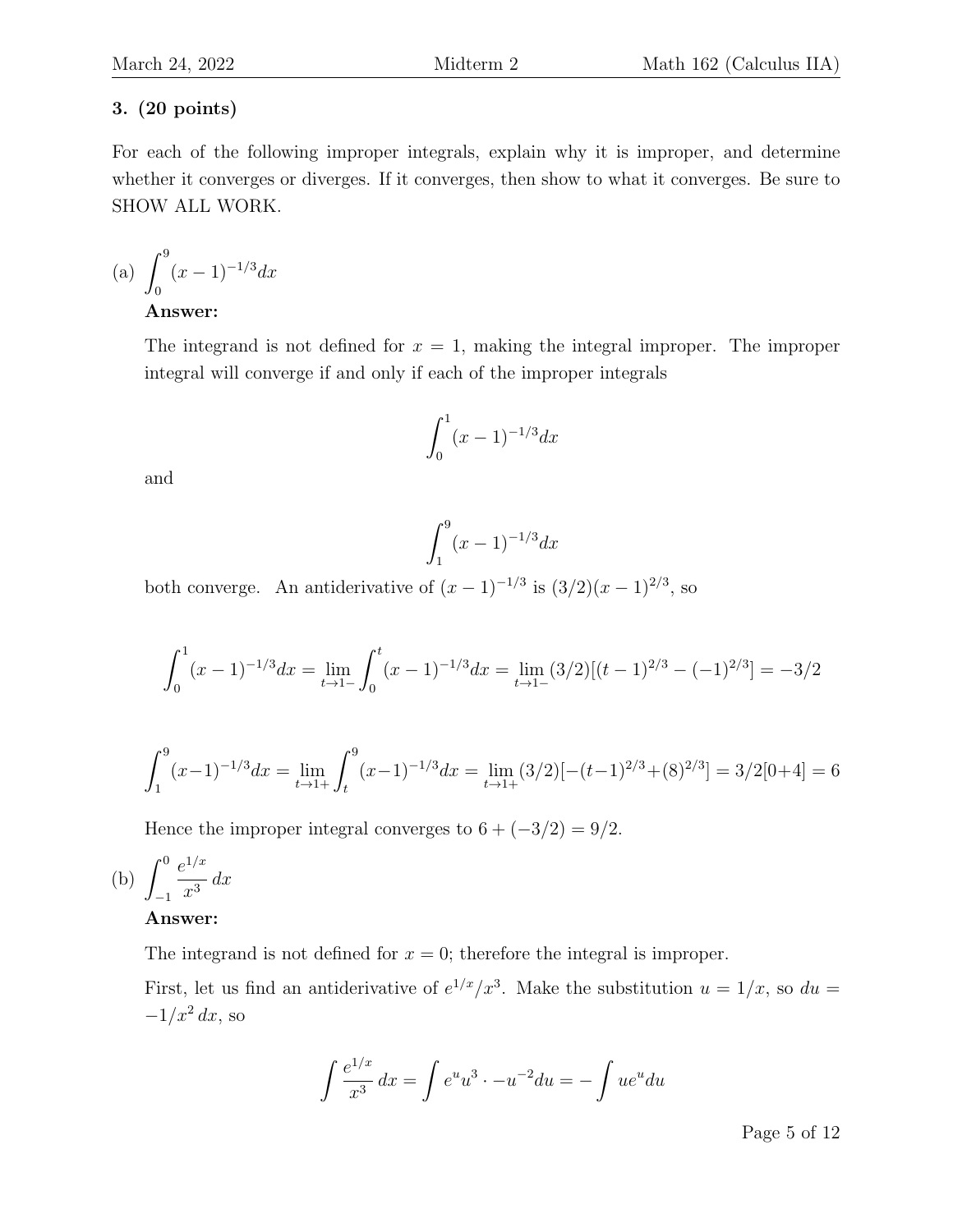**3. (20 points)**

For each of the following improper integrals, explain why it is improper, and determine whether it converges or diverges. If it converges, then show to what it converges. Be sure to SHOW ALL WORK.

(a) $\displaystyle\int_0^9 (x-1)^{-1/3}dx$

**Answer:**

The integrand is not defined for $x = 1$, making the integral improper. The improper integral will converge if and only if each of the improper integrals

$$\int_0^1 (x-1)^{-1/3}dx$$

and

$$\int_1^9 (x-1)^{-1/3}dx$$

both converge. An antiderivative of $(x-1)^{-1/3}$ is $(3/2)(x-1)^{2/3}$, so

$$\int_0^1 (x-1)^{-1/3}dx = \lim_{t\to 1-}\int_0^t (x-1)^{-1/3}dx = \lim_{t\to 1-}(3/2)[(t-1)^{2/3} - (-1)^{2/3}] = -3/2$$

$$\int_1^9 (x-1)^{-1/3}dx = \lim_{t\to 1+}\int_t^9 (x-1)^{-1/3}dx = \lim_{t\to 1+}(3/2)[-(t-1)^{2/3} + (8)^{2/3}] = 3/2[0+4] = 6$$

Hence the improper integral converges to $6 + (-3/2) = 9/2$.

(b) $\displaystyle\int_{-1}^0 \frac{e^{1/x}}{x^3}\,dx$

**Answer:**

The integrand is not defined for $x = 0$; therefore the integral is improper.

First, let us find an antiderivative of $e^{1/x}/x^3$. Make the substitution $u = 1/x$, so $du = -1/x^2\,dx$, so

$$\int \frac{e^{1/x}}{x^3}\,dx = \int e^u u^3 \cdot -u^{-2}du = -\int ue^u du$$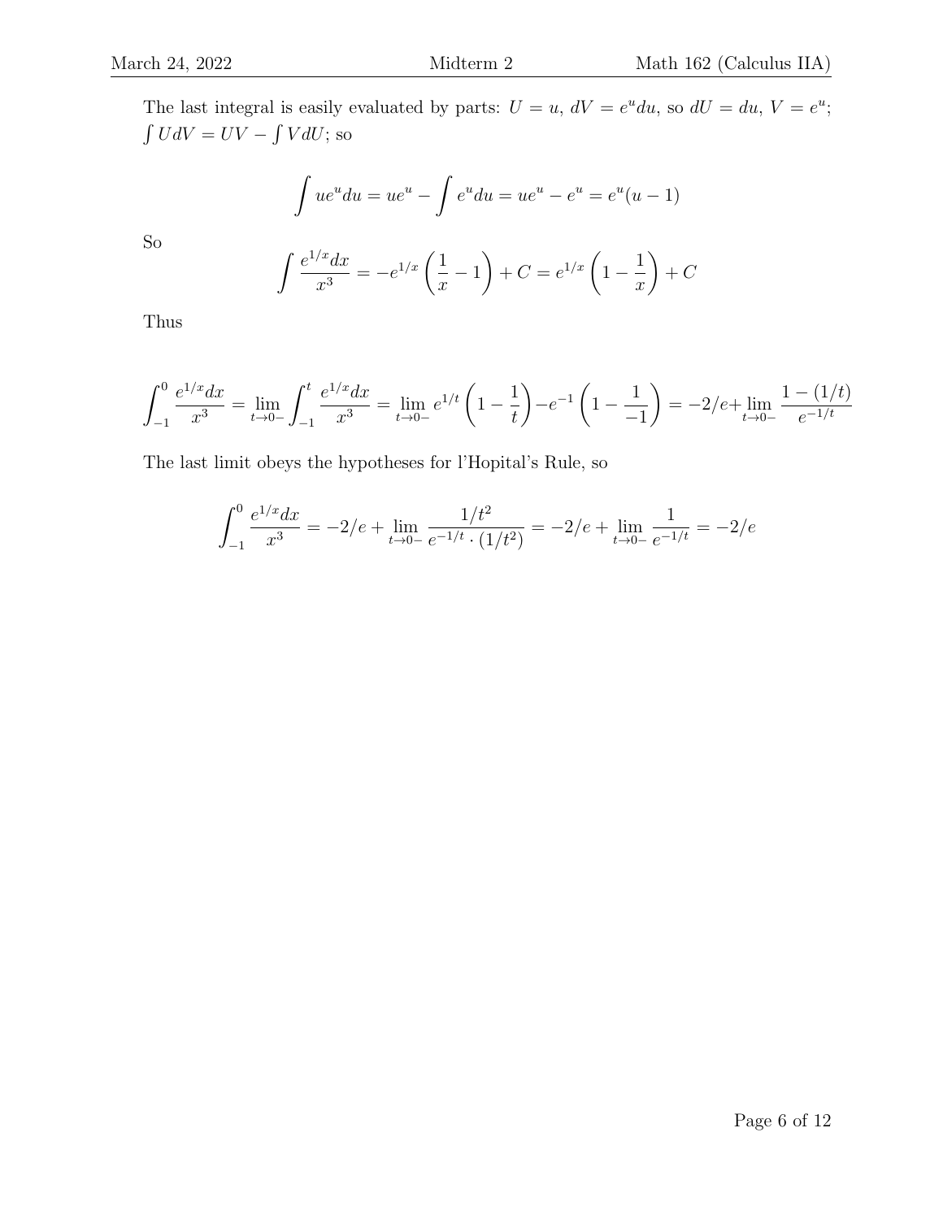The last integral is easily evaluated by parts: $U = u$, $dV = e^u du$, so $dU = du$, $V = e^u$; $\int U dV = UV - \int V dU$; so

$$\int ue^u du = ue^u - \int e^u du = ue^u - e^u = e^u(u-1)$$

So

$$\int \frac{e^{1/x}dx}{x^3} = -e^{1/x}\left(\frac{1}{x} - 1\right) + C = e^{1/x}\left(1 - \frac{1}{x}\right) + C$$

Thus

$$\int_{-1}^{0} \frac{e^{1/x}dx}{x^3} = \lim_{t \to 0-} \int_{-1}^{t} \frac{e^{1/x}dx}{x^3} = \lim_{t \to 0-} e^{1/t}\left(1 - \frac{1}{t}\right) - e^{-1}\left(1 - \frac{1}{-1}\right) = -2/e + \lim_{t \to 0-} \frac{1 - (1/t)}{e^{-1/t}}$$

The last limit obeys the hypotheses for l'Hopital's Rule, so

$$\int_{-1}^{0} \frac{e^{1/x}dx}{x^3} = -2/e + \lim_{t \to 0-} \frac{1/t^2}{e^{-1/t} \cdot (1/t^2)} = -2/e + \lim_{t \to 0-} \frac{1}{e^{-1/t}} = -2/e$$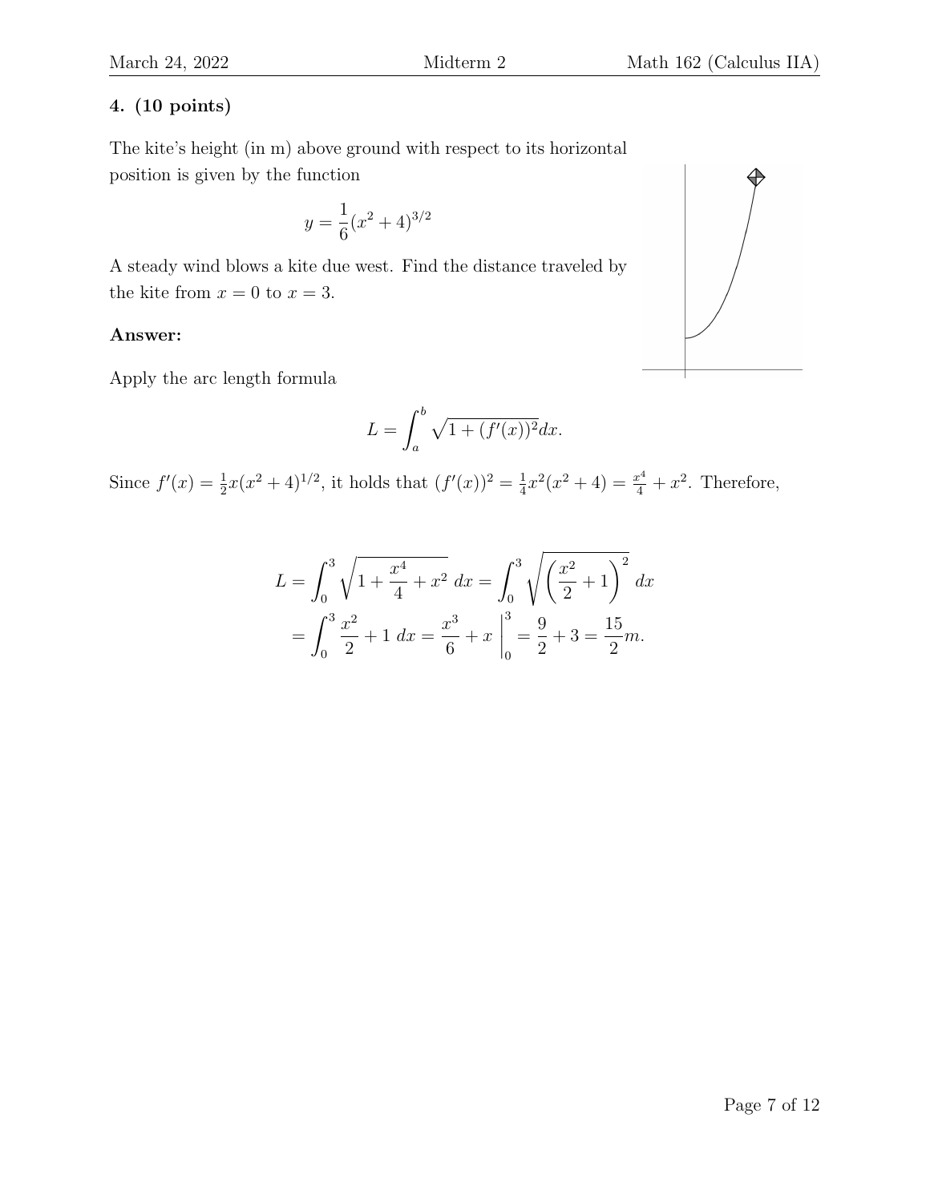**4. (10 points)**

The kite's height (in m) above ground with respect to its horizontal position is given by the function

$$y = \frac{1}{6}(x^2 + 4)^{3/2}$$

A steady wind blows a kite due west. Find the distance traveled by the kite from $x = 0$ to $x = 3$.

**Answer:**

Apply the arc length formula

$$L = \int_a^b \sqrt{1 + (f'(x))^2}dx.$$

Since $f'(x) = \frac{1}{2}x(x^2 + 4)^{1/2}$, it holds that $(f'(x))^2 = \frac{1}{4}x^2(x^2 + 4) = \frac{x^4}{4} + x^2$. Therefore,

$$\begin{aligned} L &= \int_0^3 \sqrt{1 + \frac{x^4}{4} + x^2}\ dx = \int_0^3 \sqrt{\left(\frac{x^2}{2} + 1\right)^2}\ dx \\ &= \int_0^3 \frac{x^2}{2} + 1\ dx = \frac{x^3}{6} + x\ \Big|_0^3 = \frac{9}{2} + 3 = \frac{15}{2}m. \end{aligned}$$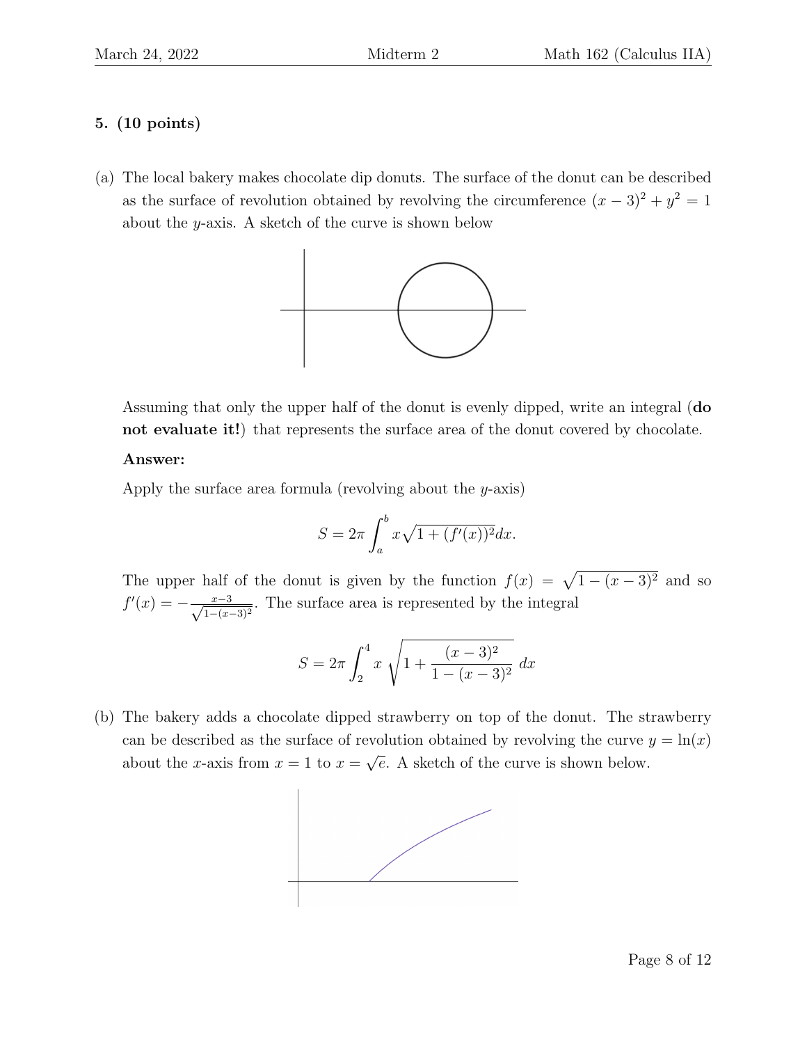**5. (10 points)**

(a) The local bakery makes chocolate dip donuts. The surface of the donut can be described as the surface of revolution obtained by revolving the circumference $(x-3)^2 + y^2 = 1$ about the $y$-axis. A sketch of the curve is shown below

Assuming that only the upper half of the donut is evenly dipped, write an integral (**do not evaluate it!**) that represents the surface area of the donut covered by chocolate.

**Answer:**

Apply the surface area formula (revolving about the $y$-axis)

$$S = 2\pi \int_a^b x\sqrt{1 + (f'(x))^2}dx.$$

The upper half of the donut is given by the function $f(x) = \sqrt{1-(x-3)^2}$ and so $f'(x) = -\frac{x-3}{\sqrt{1-(x-3)^2}}$. The surface area is represented by the integral

$$S = 2\pi \int_2^4 x \sqrt{1 + \frac{(x-3)^2}{1-(x-3)^2}}\, dx$$

(b) The bakery adds a chocolate dipped strawberry on top of the donut. The strawberry can be described as the surface of revolution obtained by revolving the curve $y = \ln(x)$ about the $x$-axis from $x = 1$ to $x = \sqrt{e}$. A sketch of the curve is shown below.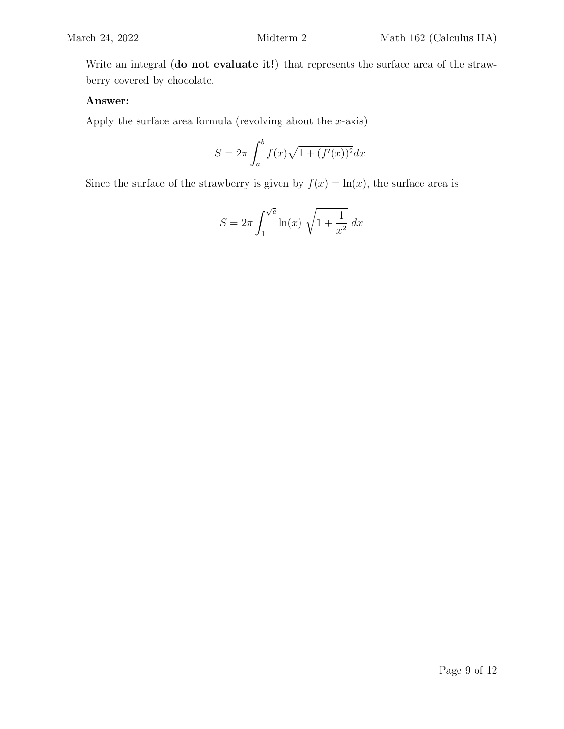Write an integral (**do not evaluate it!**) that represents the surface area of the strawberry covered by chocolate.

**Answer:**

Apply the surface area formula (revolving about the $x$-axis)

$$S = 2\pi \int_a^b f(x)\sqrt{1 + (f'(x))^2}dx.$$

Since the surface of the strawberry is given by $f(x) = \ln(x)$, the surface area is

$$S = 2\pi \int_1^{\sqrt{e}} \ln(x)\ \sqrt{1 + \frac{1}{x^2}}\ dx$$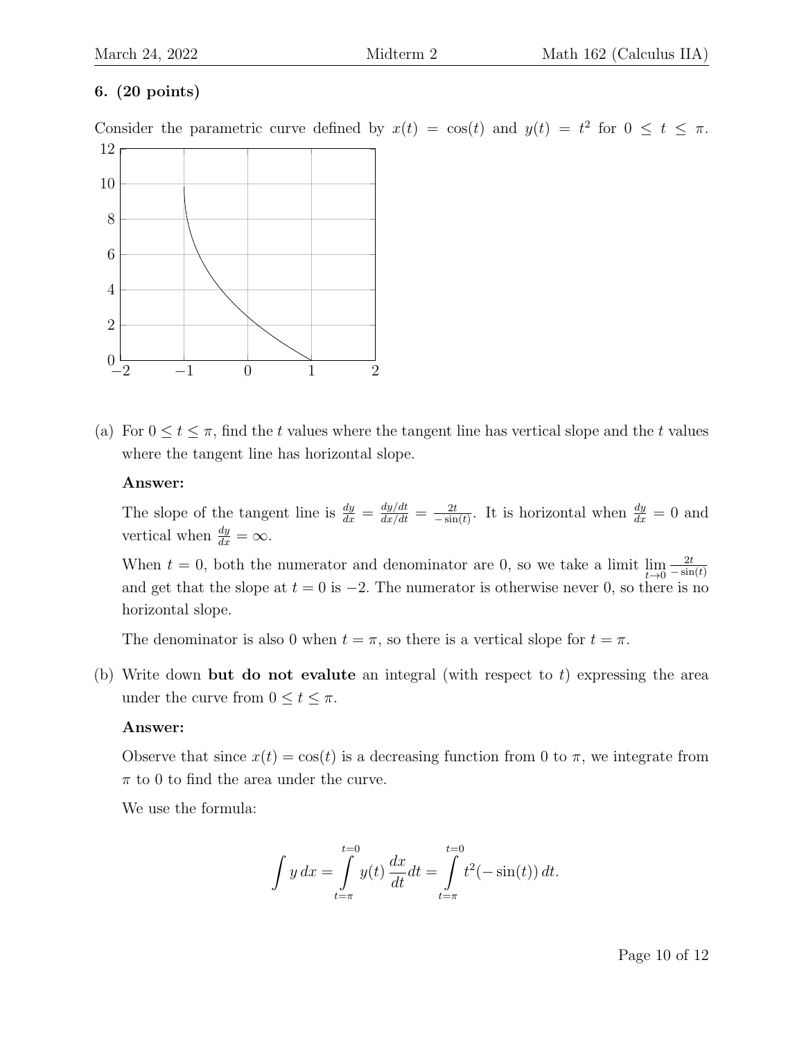**6. (20 points)**

Consider the parametric curve defined by $x(t) = \cos(t)$ and $y(t) = t^2$ for $0 \leq t \leq \pi$.

(a) For $0 \leq t \leq \pi$, find the $t$ values where the tangent line has vertical slope and the $t$ values where the tangent line has horizontal slope.

**Answer:**

The slope of the tangent line is $\frac{dy}{dx} = \frac{dy/dt}{dx/dt} = \frac{2t}{-\sin(t)}$. It is horizontal when $\frac{dy}{dx} = 0$ and vertical when $\frac{dy}{dx} = \infty$.

When $t = 0$, both the numerator and denominator are 0, so we take a limit $\lim_{t \to 0} \frac{2t}{-\sin(t)}$ and get that the slope at $t = 0$ is $-2$. The numerator is otherwise never 0, so there is no horizontal slope.

The denominator is also 0 when $t = \pi$, so there is a vertical slope for $t = \pi$.

(b) Write down **but do not evalute** an integral (with respect to $t$) expressing the area under the curve from $0 \leq t \leq \pi$.

**Answer:**

Observe that since $x(t) = \cos(t)$ is a decreasing function from 0 to $\pi$, we integrate from $\pi$ to 0 to find the area under the curve.

We use the formula:

$$\int y\, dx = \int_{t=\pi}^{t=0} y(t)\, \frac{dx}{dt} dt = \int_{t=\pi}^{t=0} t^2(-\sin(t))\, dt.$$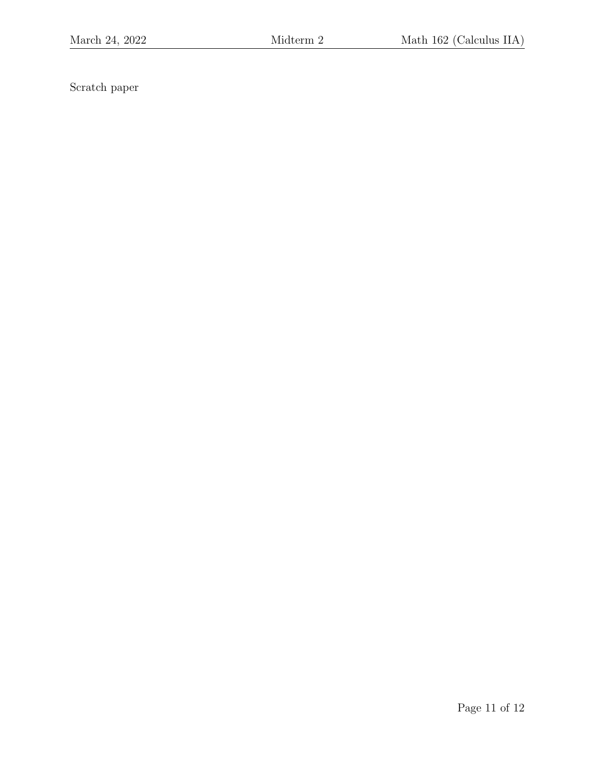Scratch paper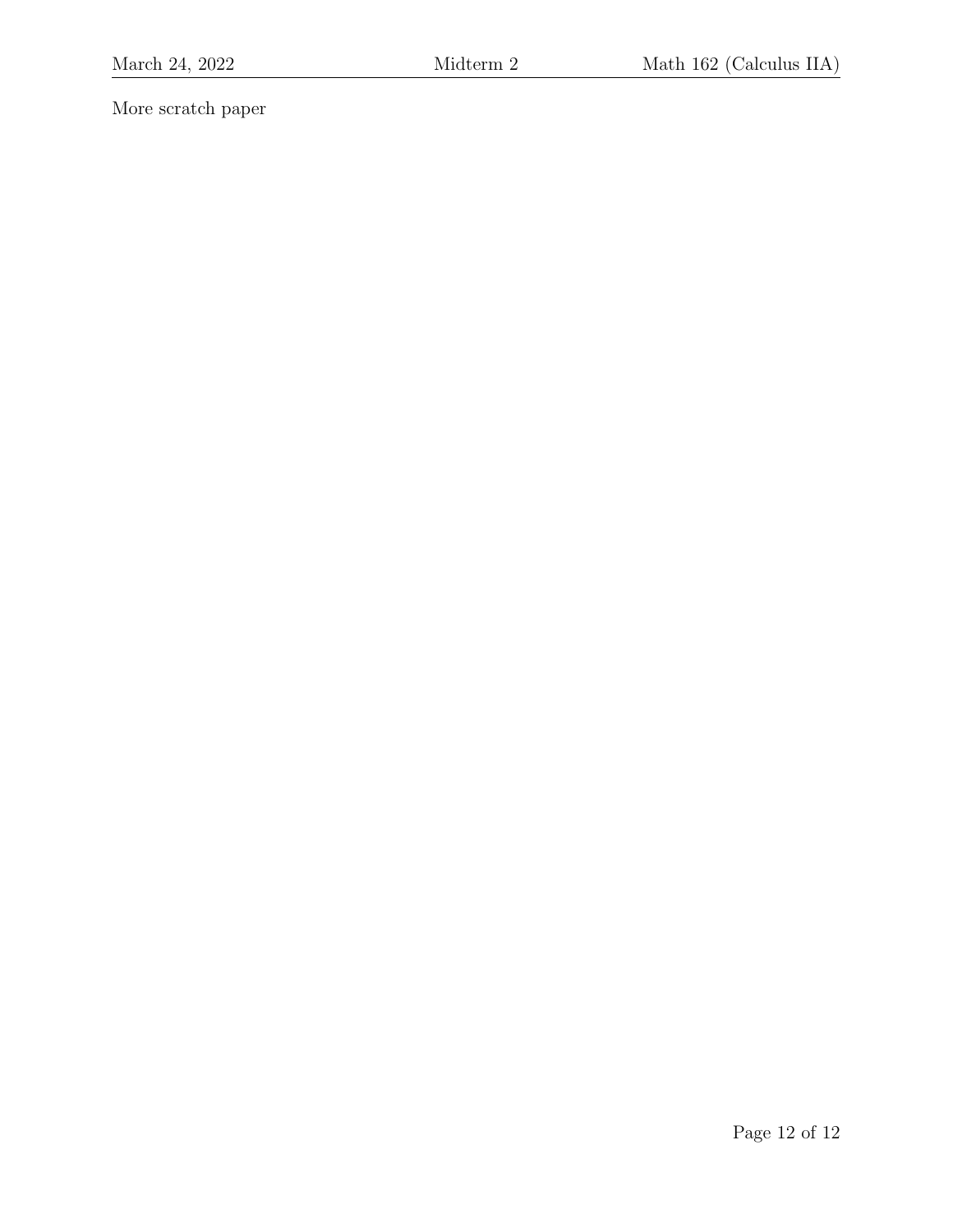More scratch paper